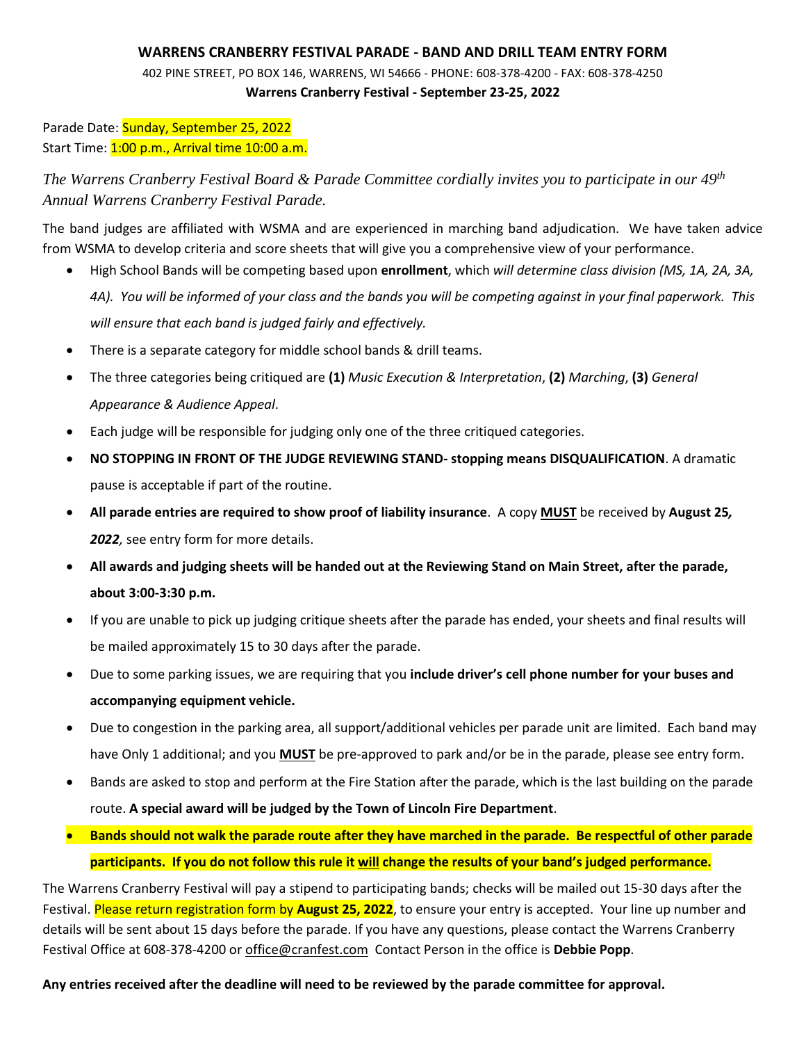# WARRENS CRANBERRY FESTIVAL PARADE - BAND AND DRILL TEAM ENTRY FORM

402 PINE STREET, PO BOX 146, WARRENS, WI 54666 - PHONE: 608-378-4200 - FAX: 608-378-4250

**Warrens Cranberry Festival - September 23-25, 2022**

Parade Date: Sunday, September 25, 2022
Start Time: 1:00 p.m., Arrival time 10:00 a.m.

*The Warrens Cranberry Festival Board & Parade Committee cordially invites you to participate in our 49th Annual Warrens Cranberry Festival Parade.*

The band judges are affiliated with WSMA and are experienced in marching band adjudication. We have taken advice from WSMA to develop criteria and score sheets that will give you a comprehensive view of your performance.

- High School Bands will be competing based upon **enrollment**, which *will determine class division (MS, 1A, 2A, 3A, 4A). You will be informed of your class and the bands you will be competing against in your final paperwork. This will ensure that each band is judged fairly and effectively.*
- There is a separate category for middle school bands & drill teams.
- The three categories being critiqued are **(1)** *Music Execution & Interpretation*, **(2)** *Marching*, **(3)** *General Appearance & Audience Appeal*.
- Each judge will be responsible for judging only one of the three critiqued categories.
- **NO STOPPING IN FRONT OF THE JUDGE REVIEWING STAND- stopping means DISQUALIFICATION**. A dramatic pause is acceptable if part of the routine.
- **All parade entries are required to show proof of liability insurance**. A copy **MUST** be received by **August 25, 2022**, see entry form for more details.
- **All awards and judging sheets will be handed out at the Reviewing Stand on Main Street, after the parade, about 3:00-3:30 p.m.**
- If you are unable to pick up judging critique sheets after the parade has ended, your sheets and final results will be mailed approximately 15 to 30 days after the parade.
- Due to some parking issues, we are requiring that you **include driver's cell phone number for your buses and accompanying equipment vehicle.**
- Due to congestion in the parking area, all support/additional vehicles per parade unit are limited. Each band may have Only 1 additional; and you **MUST** be pre-approved to park and/or be in the parade, please see entry form.
- Bands are asked to stop and perform at the Fire Station after the parade, which is the last building on the parade route. **A special award will be judged by the Town of Lincoln Fire Department**.
- **Bands should not walk the parade route after they have marched in the parade. Be respectful of other parade participants. If you do not follow this rule it will change the results of your band's judged performance.**

The Warrens Cranberry Festival will pay a stipend to participating bands; checks will be mailed out 15-30 days after the Festival. Please return registration form by **August 25, 2022**, to ensure your entry is accepted. Your line up number and details will be sent about 15 days before the parade. If you have any questions, please contact the Warrens Cranberry Festival Office at 608-378-4200 or office@cranfest.com Contact Person in the office is **Debbie Popp**.

**Any entries received after the deadline will need to be reviewed by the parade committee for approval.**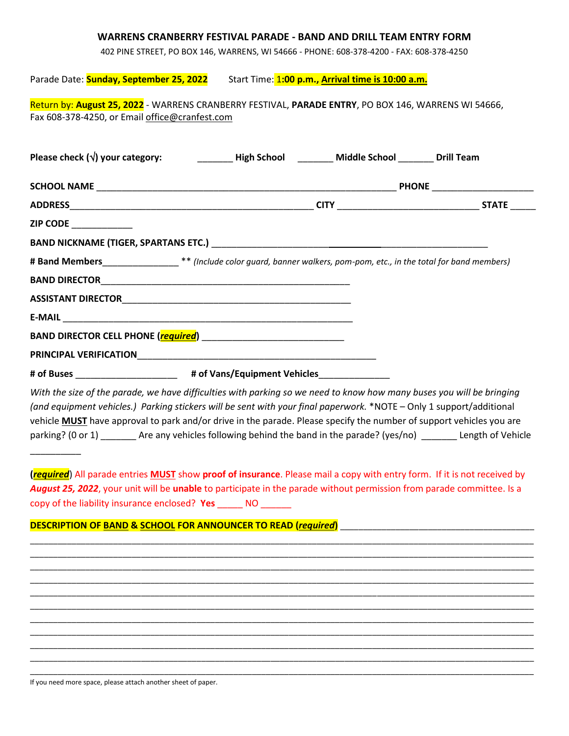# WARRENS CRANBERRY FESTIVAL PARADE - BAND AND DRILL TEAM ENTRY FORM

402 PINE STREET, PO BOX 146, WARRENS, WI 54666 - PHONE: 608-378-4200 - FAX: 608-378-4250

Parade Date: **Sunday, September 25, 2022** Start Time: **1:00 p.m., Arrival time is 10:00 a.m.**

Return by: **August 25, 2022** - WARRENS CRANBERRY FESTIVAL, **PARADE ENTRY**, PO BOX 146, WARRENS WI 54666, Fax 608-378-4250, or Email office@cranfest.com

**Please check (√) your category:** _______ **High School** _______ **Middle School** _______ **Drill Team**

**SCHOOL NAME** ____________________________________________________________ **PHONE** ____________________

**ADDRESS**_________________________________________________ **CITY** ____________________________ **STATE** _____

**ZIP CODE** ____________

**BAND NICKNAME (TIGER, SPARTANS ETC.)** __________________________________________________________

**# Band Members**_______________ ** *(Include color guard, banner walkers, pom-pom, etc., in the total for band members)*

**BAND DIRECTOR**___________________________________________________

**ASSISTANT DIRECTOR**______________________________________________

**E-MAIL** ________________________________________________________

**BAND DIRECTOR CELL PHONE (*required*)** ____________________________

**PRINCIPAL VERIFICATION**_______________________________________________

**# of Buses** ____________________ **# of Vans/Equipment Vehicles**______________

*With the size of the parade, we have difficulties with parking so we need to know how many buses you will be bringing (and equipment vehicles.) Parking stickers will be sent with your final paperwork.* *NOTE – Only 1 support/additional vehicle **MUST** have approval to park and/or drive in the parade. Please specify the number of support vehicles you are parking? (0 or 1) _______ Are any vehicles following behind the band in the parade? (yes/no) _______ Length of Vehicle __________

(***required***) All parade entries **MUST** show **proof of insurance**. Please mail a copy with entry form. If it is not received by ***August 25, 2022***, your unit will be **unable** to participate in the parade without permission from parade committee. Is a copy of the liability insurance enclosed? **Yes** _____ NO ______

**DESCRIPTION OF BAND & SCHOOL FOR ANNOUNCER TO READ (*required*)** ______________________________________

____________________________________________________________________________________________________

____________________________________________________________________________________________________

____________________________________________________________________________________________________

____________________________________________________________________________________________________

____________________________________________________________________________________________________

____________________________________________________________________________________________________

____________________________________________________________________________________________________

____________________________________________________________________________________________________

____________________________________________________________________________________________________

____________________________________________________________________________________________________

If you need more space, please attach another sheet of paper.